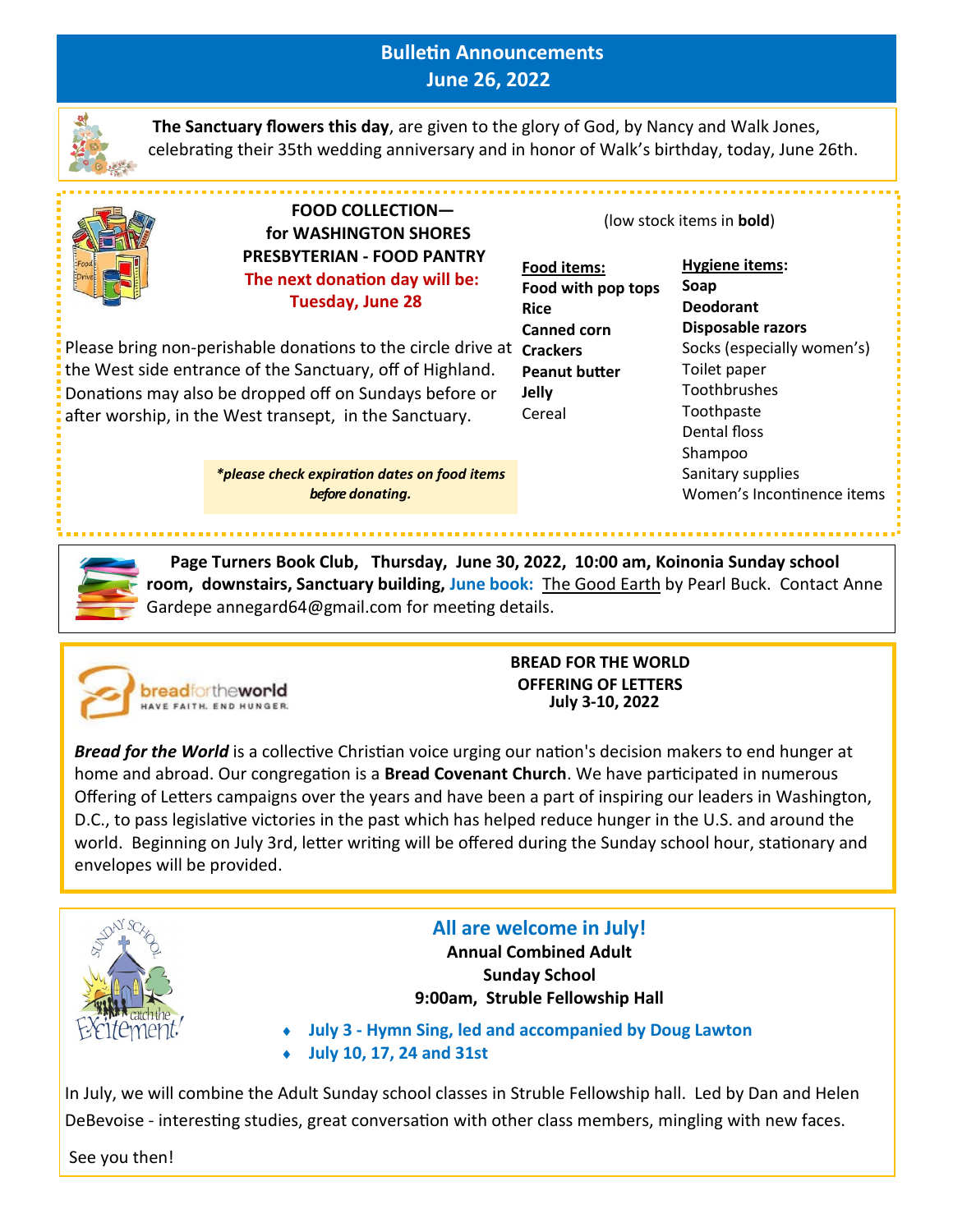# Bulletin Announcements
## June 26, 2022

**The Sanctuary flowers this day**, are given to the glory of God, by Nancy and Walk Jones, celebrating their 35th wedding anniversary and in honor of Walk's birthday, today, June 26th.

---

### FOOD COLLECTION— for WASHINGTON SHORES PRESBYTERIAN - FOOD PANTRY

**The next donation day will be: Tuesday, June 28**

Please bring non-perishable donations to the circle drive at the West side entrance of the Sanctuary, off of Highland. Donations may also be dropped off on Sundays before or after worship, in the West transept, in the Sanctuary.

***please check expiration dates on food items before donating.***

(low stock items in **bold**)

**Food items:**
- **Food with pop tops**
- **Rice**
- **Canned corn**
- **Crackers**
- **Peanut butter**
- **Jelly**
- Cereal

**Hygiene items:**
- **Soap**
- **Deodorant**
- **Disposable razors**
- Socks (especially women's)
- Toilet paper
- Toothbrushes
- Toothpaste
- Dental floss
- Shampoo
- Sanitary supplies
- Women's Incontinence items

---

**Page Turners Book Club, Thursday, June 30, 2022, 10:00 am, Koinonia Sunday school room, downstairs, Sanctuary building, June book:** The Good Earth by Pearl Buck. Contact Anne Gardepe annegard64@gmail.com for meeting details.

---

### BREAD FOR THE WORLD OFFERING OF LETTERS July 3-10, 2022

***Bread for the World*** is a collective Christian voice urging our nation's decision makers to end hunger at home and abroad. Our congregation is a **Bread Covenant Church**. We have participated in numerous Offering of Letters campaigns over the years and have been a part of inspiring our leaders in Washington, D.C., to pass legislative victories in the past which has helped reduce hunger in the U.S. and around the world. Beginning on July 3rd, letter writing will be offered during the Sunday school hour, stationary and envelopes will be provided.

---

### All are welcome in July!

**Annual Combined Adult Sunday School**
**9:00am, Struble Fellowship Hall**

- **July 3 - Hymn Sing, led and accompanied by Doug Lawton**
- **July 10, 17, 24 and 31st**

In July, we will combine the Adult Sunday school classes in Struble Fellowship hall. Led by Dan and Helen DeBevoise - interesting studies, great conversation with other class members, mingling with new faces.

See you then!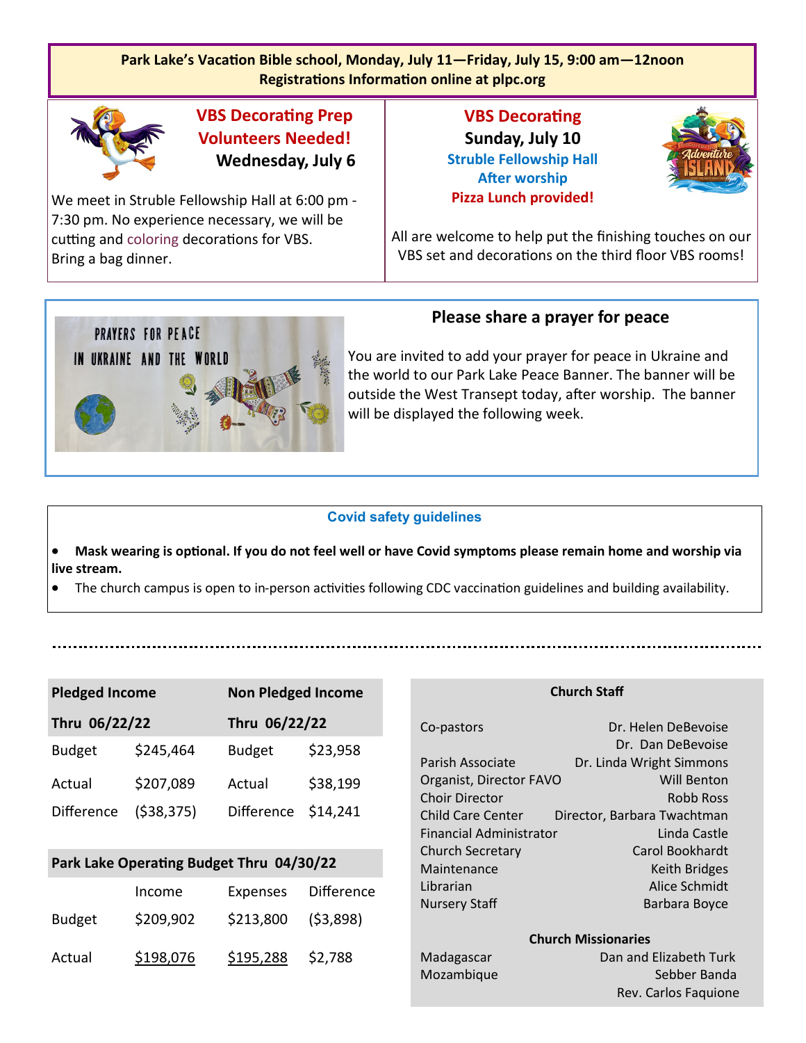**Park Lake's Vacation Bible school, Monday, July 11—Friday, July 15, 9:00 am—12noon**
**Registrations Information online at plpc.org**

## VBS Decorating Prep Volunteers Needed!

**Wednesday, July 6**

We meet in Struble Fellowship Hall at 6:00 pm - 7:30 pm. No experience necessary, we will be cutting and coloring decorations for VBS. Bring a bag dinner.

## VBS Decorating

**Sunday, July 10**
**Struble Fellowship Hall**
**After worship**
**Pizza Lunch provided!**

All are welcome to help put the finishing touches on our VBS set and decorations on the third floor VBS rooms!

PRAYERS FOR PEACE IN UKRAINE AND THE WORLD

## Please share a prayer for peace

You are invited to add your prayer for peace in Ukraine and the world to our Park Lake Peace Banner. The banner will be outside the West Transept today, after worship. The banner will be displayed the following week.

## Covid safety guidelines

- **Mask wearing is optional. If you do not feel well or have Covid symptoms please remain home and worship via live stream.**
- The church campus is open to in-person activities following CDC vaccination guidelines and building availability.

| Pledged Income | | Non Pledged Income | |
|---|---|---|---|
| **Thru 06/22/22** | | **Thru 06/22/22** | |
| Budget | $245,464 | Budget | $23,958 |
| Actual | $207,089 | Actual | $38,199 |
| Difference | ($38,375) | Difference | $14,241 |

**Park Lake Operating Budget Thru 04/30/22**

| | Income | Expenses | Difference |
|---|---|---|---|
| Budget | $209,902 | $213,800 | ($3,898) |
| Actual | $198,076 | $195,288 | $2,788 |

**Church Staff**

| | |
|---|---|
| Co-pastors | Dr. Helen DeBevoise |
| | Dr. Dan DeBevoise |
| Parish Associate | Dr. Linda Wright Simmons |
| Organist, Director FAVO | Will Benton |
| Choir Director | Robb Ross |
| Child Care Center | Director, Barbara Twachtman |
| Financial Administrator | Linda Castle |
| Church Secretary | Carol Bookhardt |
| Maintenance | Keith Bridges |
| Librarian | Alice Schmidt |
| Nursery Staff | Barbara Boyce |

**Church Missionaries**

| | |
|---|---|
| Madagascar | Dan and Elizabeth Turk |
| Mozambique | Sebber Banda |
| | Rev. Carlos Faquione |